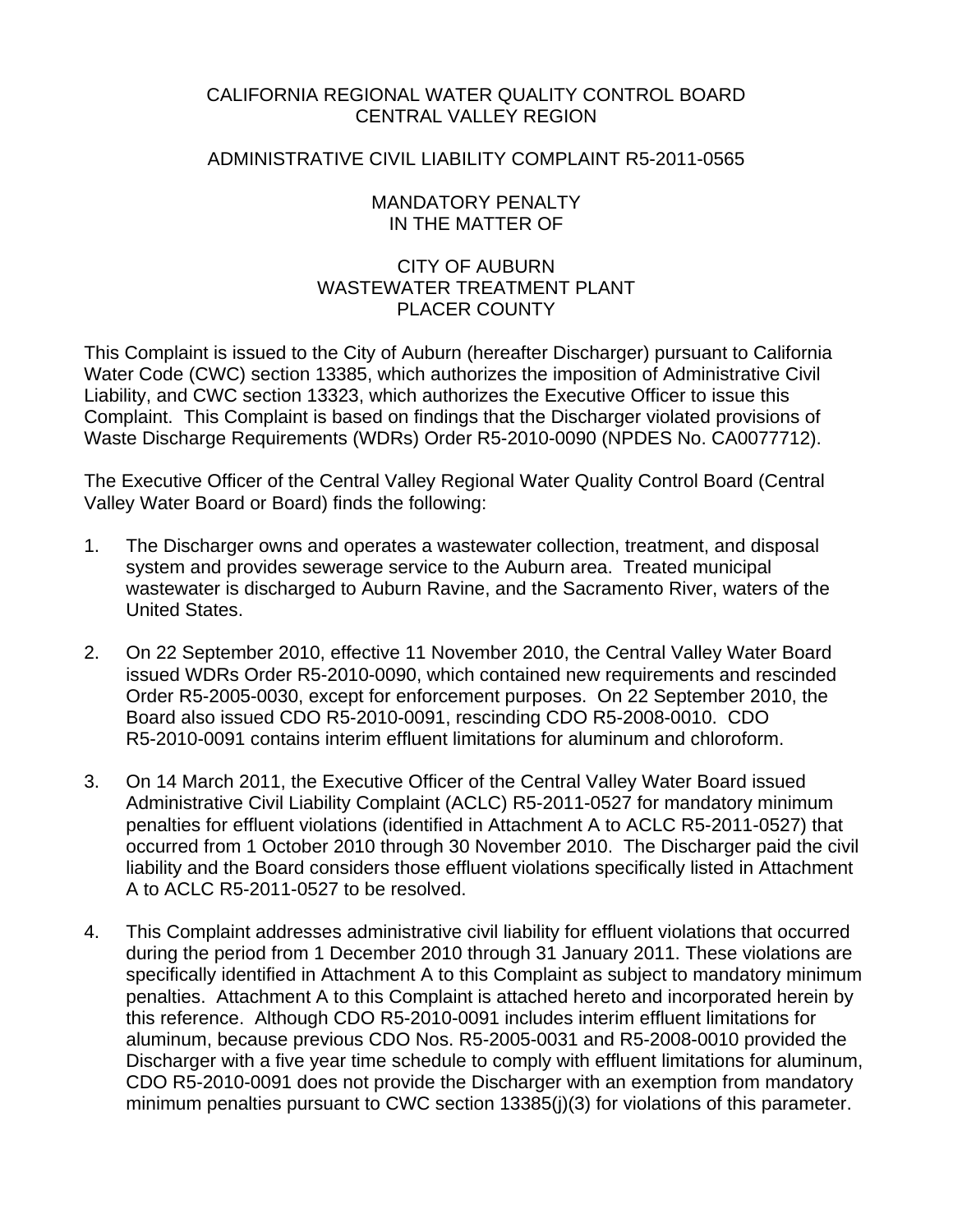# CALIFORNIA REGIONAL WATER QUALITY CONTROL BOARD
# CENTRAL VALLEY REGION

## ADMINISTRATIVE CIVIL LIABILITY COMPLAINT R5-2011-0565

## MANDATORY PENALTY
## IN THE MATTER OF

## CITY OF AUBURN
## WASTEWATER TREATMENT PLANT
## PLACER COUNTY

This Complaint is issued to the City of Auburn (hereafter Discharger) pursuant to California Water Code (CWC) section 13385, which authorizes the imposition of Administrative Civil Liability, and CWC section 13323, which authorizes the Executive Officer to issue this Complaint. This Complaint is based on findings that the Discharger violated provisions of Waste Discharge Requirements (WDRs) Order R5-2010-0090 (NPDES No. CA0077712).

The Executive Officer of the Central Valley Regional Water Quality Control Board (Central Valley Water Board or Board) finds the following:

1. The Discharger owns and operates a wastewater collection, treatment, and disposal system and provides sewerage service to the Auburn area. Treated municipal wastewater is discharged to Auburn Ravine, and the Sacramento River, waters of the United States.

2. On 22 September 2010, effective 11 November 2010, the Central Valley Water Board issued WDRs Order R5-2010-0090, which contained new requirements and rescinded Order R5-2005-0030, except for enforcement purposes. On 22 September 2010, the Board also issued CDO R5-2010-0091, rescinding CDO R5-2008-0010. CDO R5-2010-0091 contains interim effluent limitations for aluminum and chloroform.

3. On 14 March 2011, the Executive Officer of the Central Valley Water Board issued Administrative Civil Liability Complaint (ACLC) R5-2011-0527 for mandatory minimum penalties for effluent violations (identified in Attachment A to ACLC R5-2011-0527) that occurred from 1 October 2010 through 30 November 2010. The Discharger paid the civil liability and the Board considers those effluent violations specifically listed in Attachment A to ACLC R5-2011-0527 to be resolved.

4. This Complaint addresses administrative civil liability for effluent violations that occurred during the period from 1 December 2010 through 31 January 2011. These violations are specifically identified in Attachment A to this Complaint as subject to mandatory minimum penalties. Attachment A to this Complaint is attached hereto and incorporated herein by this reference. Although CDO R5-2010-0091 includes interim effluent limitations for aluminum, because previous CDO Nos. R5-2005-0031 and R5-2008-0010 provided the Discharger with a five year time schedule to comply with effluent limitations for aluminum, CDO R5-2010-0091 does not provide the Discharger with an exemption from mandatory minimum penalties pursuant to CWC section 13385(j)(3) for violations of this parameter.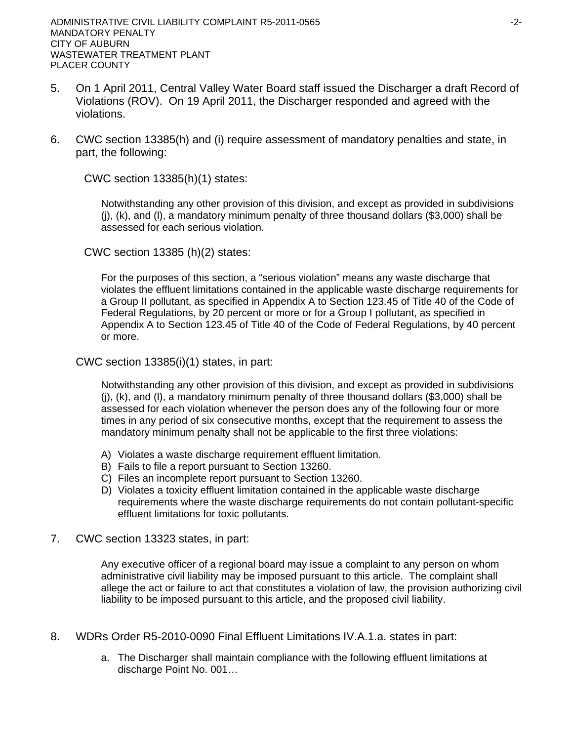5. On 1 April 2011, Central Valley Water Board staff issued the Discharger a draft Record of Violations (ROV). On 19 April 2011, the Discharger responded and agreed with the violations.

6. CWC section 13385(h) and (i) require assessment of mandatory penalties and state, in part, the following:

   CWC section 13385(h)(1) states:

   > Notwithstanding any other provision of this division, and except as provided in subdivisions (j), (k), and (l), a mandatory minimum penalty of three thousand dollars ($3,000) shall be assessed for each serious violation.

   CWC section 13385 (h)(2) states:

   > For the purposes of this section, a "serious violation" means any waste discharge that violates the effluent limitations contained in the applicable waste discharge requirements for a Group II pollutant, as specified in Appendix A to Section 123.45 of Title 40 of the Code of Federal Regulations, by 20 percent or more or for a Group I pollutant, as specified in Appendix A to Section 123.45 of Title 40 of the Code of Federal Regulations, by 40 percent or more.

   CWC section 13385(i)(1) states, in part:

   > Notwithstanding any other provision of this division, and except as provided in subdivisions (j), (k), and (l), a mandatory minimum penalty of three thousand dollars ($3,000) shall be assessed for each violation whenever the person does any of the following four or more times in any period of six consecutive months, except that the requirement to assess the mandatory minimum penalty shall not be applicable to the first three violations:
   >
   > A) Violates a waste discharge requirement effluent limitation.
   > B) Fails to file a report pursuant to Section 13260.
   > C) Files an incomplete report pursuant to Section 13260.
   > D) Violates a toxicity effluent limitation contained in the applicable waste discharge requirements where the waste discharge requirements do not contain pollutant-specific effluent limitations for toxic pollutants.

7. CWC section 13323 states, in part:

   > Any executive officer of a regional board may issue a complaint to any person on whom administrative civil liability may be imposed pursuant to this article. The complaint shall allege the act or failure to act that constitutes a violation of law, the provision authorizing civil liability to be imposed pursuant to this article, and the proposed civil liability.

8. WDRs Order R5-2010-0090 Final Effluent Limitations IV.A.1.a. states in part:

   a. The Discharger shall maintain compliance with the following effluent limitations at discharge Point No. 001…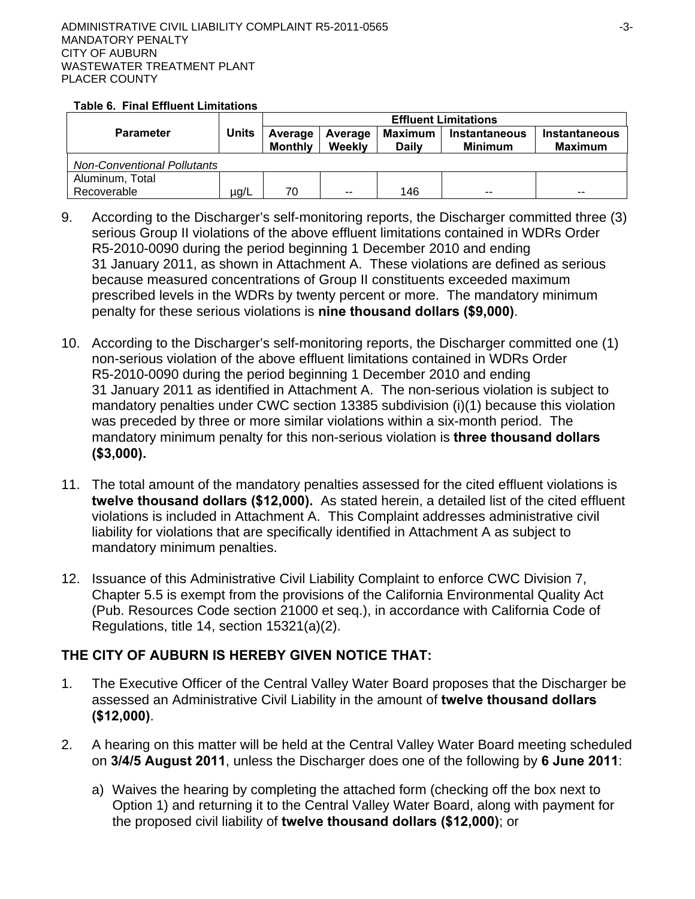**Table 6. Final Effluent Limitations**

| Parameter | Units | Effluent Limitations | | | | |
|---|---|---|---|---|---|---|
| | | Average Monthly | Average Weekly | Maximum Daily | Instantaneous Minimum | Instantaneous Maximum |
| *Non-Conventional Pollutants* | | | | | | |
| Aluminum, Total Recoverable | µg/L | 70 | -- | 146 | -- | -- |

9. According to the Discharger's self-monitoring reports, the Discharger committed three (3) serious Group II violations of the above effluent limitations contained in WDRs Order R5-2010-0090 during the period beginning 1 December 2010 and ending 31 January 2011, as shown in Attachment A. These violations are defined as serious because measured concentrations of Group II constituents exceeded maximum prescribed levels in the WDRs by twenty percent or more. The mandatory minimum penalty for these serious violations is **nine thousand dollars ($9,000)**.

10. According to the Discharger's self-monitoring reports, the Discharger committed one (1) non-serious violation of the above effluent limitations contained in WDRs Order R5-2010-0090 during the period beginning 1 December 2010 and ending 31 January 2011 as identified in Attachment A. The non-serious violation is subject to mandatory penalties under CWC section 13385 subdivision (i)(1) because this violation was preceded by three or more similar violations within a six-month period. The mandatory minimum penalty for this non-serious violation is **three thousand dollars ($3,000).**

11. The total amount of the mandatory penalties assessed for the cited effluent violations is **twelve thousand dollars ($12,000).** As stated herein, a detailed list of the cited effluent violations is included in Attachment A. This Complaint addresses administrative civil liability for violations that are specifically identified in Attachment A as subject to mandatory minimum penalties.

12. Issuance of this Administrative Civil Liability Complaint to enforce CWC Division 7, Chapter 5.5 is exempt from the provisions of the California Environmental Quality Act (Pub. Resources Code section 21000 et seq.), in accordance with California Code of Regulations, title 14, section 15321(a)(2).

## THE CITY OF AUBURN IS HEREBY GIVEN NOTICE THAT:

1. The Executive Officer of the Central Valley Water Board proposes that the Discharger be assessed an Administrative Civil Liability in the amount of **twelve thousand dollars ($12,000)**.

2. A hearing on this matter will be held at the Central Valley Water Board meeting scheduled on **3/4/5 August 2011**, unless the Discharger does one of the following by **6 June 2011**:

   a) Waives the hearing by completing the attached form (checking off the box next to Option 1) and returning it to the Central Valley Water Board, along with payment for the proposed civil liability of **twelve thousand dollars ($12,000)**; or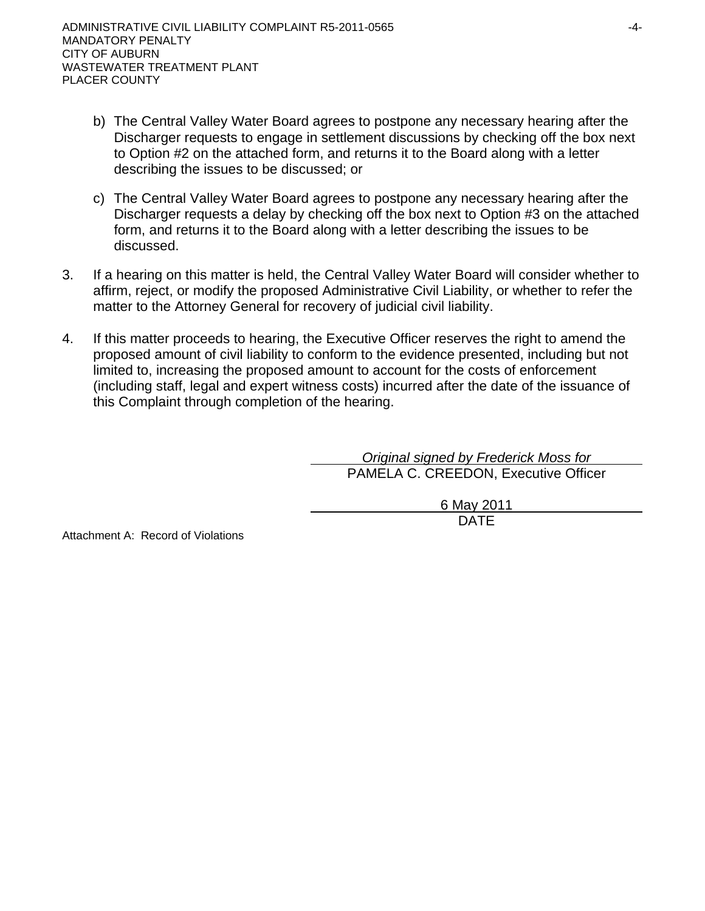b) The Central Valley Water Board agrees to postpone any necessary hearing after the Discharger requests to engage in settlement discussions by checking off the box next to Option #2 on the attached form, and returns it to the Board along with a letter describing the issues to be discussed; or

c) The Central Valley Water Board agrees to postpone any necessary hearing after the Discharger requests a delay by checking off the box next to Option #3 on the attached form, and returns it to the Board along with a letter describing the issues to be discussed.

3. If a hearing on this matter is held, the Central Valley Water Board will consider whether to affirm, reject, or modify the proposed Administrative Civil Liability, or whether to refer the matter to the Attorney General for recovery of judicial civil liability.

4. If this matter proceeds to hearing, the Executive Officer reserves the right to amend the proposed amount of civil liability to conform to the evidence presented, including but not limited to, increasing the proposed amount to account for the costs of enforcement (including staff, legal and expert witness costs) incurred after the date of the issuance of this Complaint through completion of the hearing.

*Original signed by Frederick Moss for*
PAMELA C. CREEDON, Executive Officer

6 May 2011
DATE

Attachment A: Record of Violations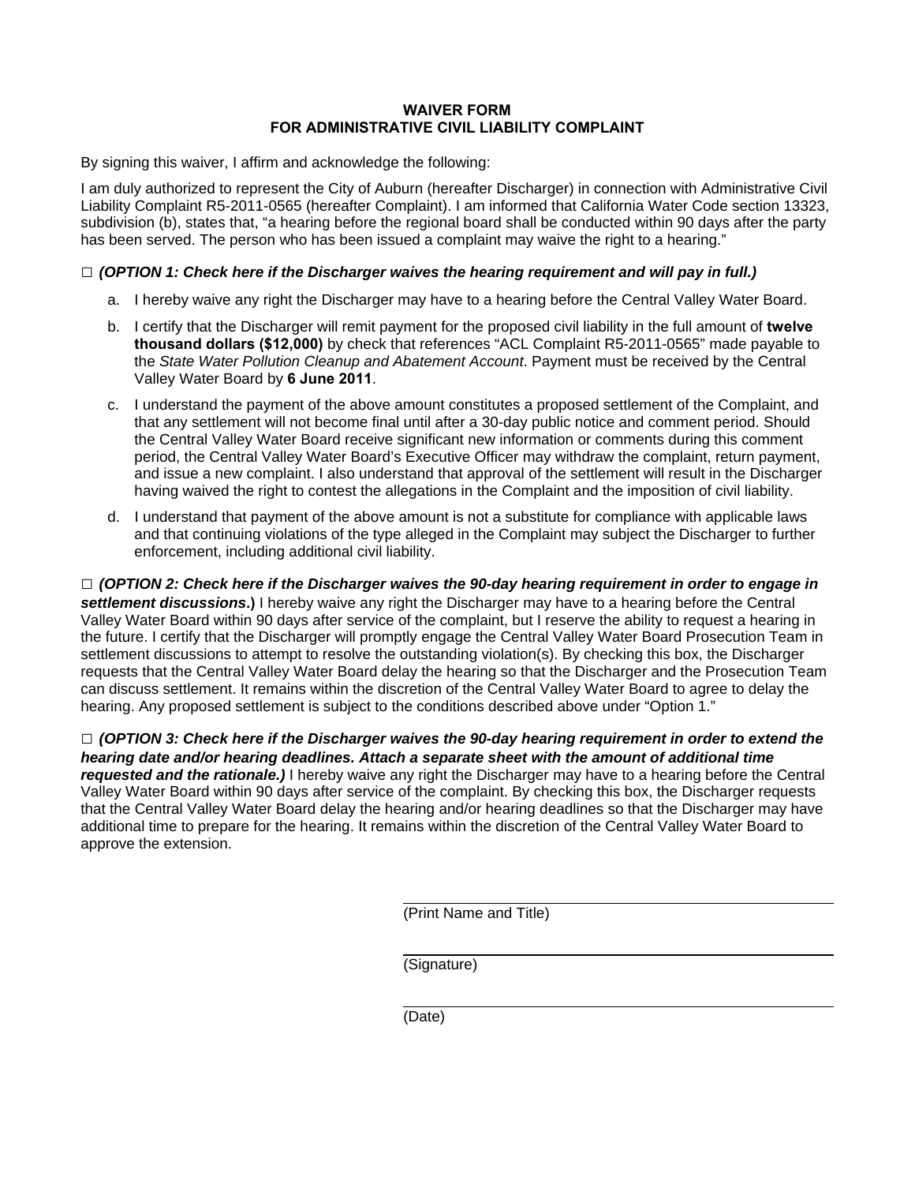**WAIVER FORM**
**FOR ADMINISTRATIVE CIVIL LIABILITY COMPLAINT**

By signing this waiver, I affirm and acknowledge the following:

I am duly authorized to represent the City of Auburn (hereafter Discharger) in connection with Administrative Civil Liability Complaint R5-2011-0565 (hereafter Complaint). I am informed that California Water Code section 13323, subdivision (b), states that, "a hearing before the regional board shall be conducted within 90 days after the party has been served. The person who has been issued a complaint may waive the right to a hearing."

□ ***(OPTION 1: Check here if the Discharger waives the hearing requirement and will pay in full.)***

a. I hereby waive any right the Discharger may have to a hearing before the Central Valley Water Board.

b. I certify that the Discharger will remit payment for the proposed civil liability in the full amount of **twelve thousand dollars ($12,000)** by check that references "ACL Complaint R5-2011-0565" made payable to the *State Water Pollution Cleanup and Abatement Account*. Payment must be received by the Central Valley Water Board by **6 June 2011**.

c. I understand the payment of the above amount constitutes a proposed settlement of the Complaint, and that any settlement will not become final until after a 30-day public notice and comment period. Should the Central Valley Water Board receive significant new information or comments during this comment period, the Central Valley Water Board's Executive Officer may withdraw the complaint, return payment, and issue a new complaint. I also understand that approval of the settlement will result in the Discharger having waived the right to contest the allegations in the Complaint and the imposition of civil liability.

d. I understand that payment of the above amount is not a substitute for compliance with applicable laws and that continuing violations of the type alleged in the Complaint may subject the Discharger to further enforcement, including additional civil liability.

□ ***(OPTION 2: Check here if the Discharger waives the 90-day hearing requirement in order to engage in settlement discussions.)*** I hereby waive any right the Discharger may have to a hearing before the Central Valley Water Board within 90 days after service of the complaint, but I reserve the ability to request a hearing in the future. I certify that the Discharger will promptly engage the Central Valley Water Board Prosecution Team in settlement discussions to attempt to resolve the outstanding violation(s). By checking this box, the Discharger requests that the Central Valley Water Board delay the hearing so that the Discharger and the Prosecution Team can discuss settlement. It remains within the discretion of the Central Valley Water Board to agree to delay the hearing. Any proposed settlement is subject to the conditions described above under "Option 1."

□ ***(OPTION 3: Check here if the Discharger waives the 90-day hearing requirement in order to extend the hearing date and/or hearing deadlines. Attach a separate sheet with the amount of additional time requested and the rationale.)*** I hereby waive any right the Discharger may have to a hearing before the Central Valley Water Board within 90 days after service of the complaint. By checking this box, the Discharger requests that the Central Valley Water Board delay the hearing and/or hearing deadlines so that the Discharger may have additional time to prepare for the hearing. It remains within the discretion of the Central Valley Water Board to approve the extension.

\_\_\_\_\_\_\_\_\_\_\_\_\_\_\_\_\_\_\_\_\_\_\_\_\_\_\_\_\_\_\_\_\_\_\_\_\_\_\_\_
(Print Name and Title)

\_\_\_\_\_\_\_\_\_\_\_\_\_\_\_\_\_\_\_\_\_\_\_\_\_\_\_\_\_\_\_\_\_\_\_\_\_\_\_\_
(Signature)

\_\_\_\_\_\_\_\_\_\_\_\_\_\_\_\_\_\_\_\_\_\_\_\_\_\_\_\_\_\_\_\_\_\_\_\_\_\_\_\_
(Date)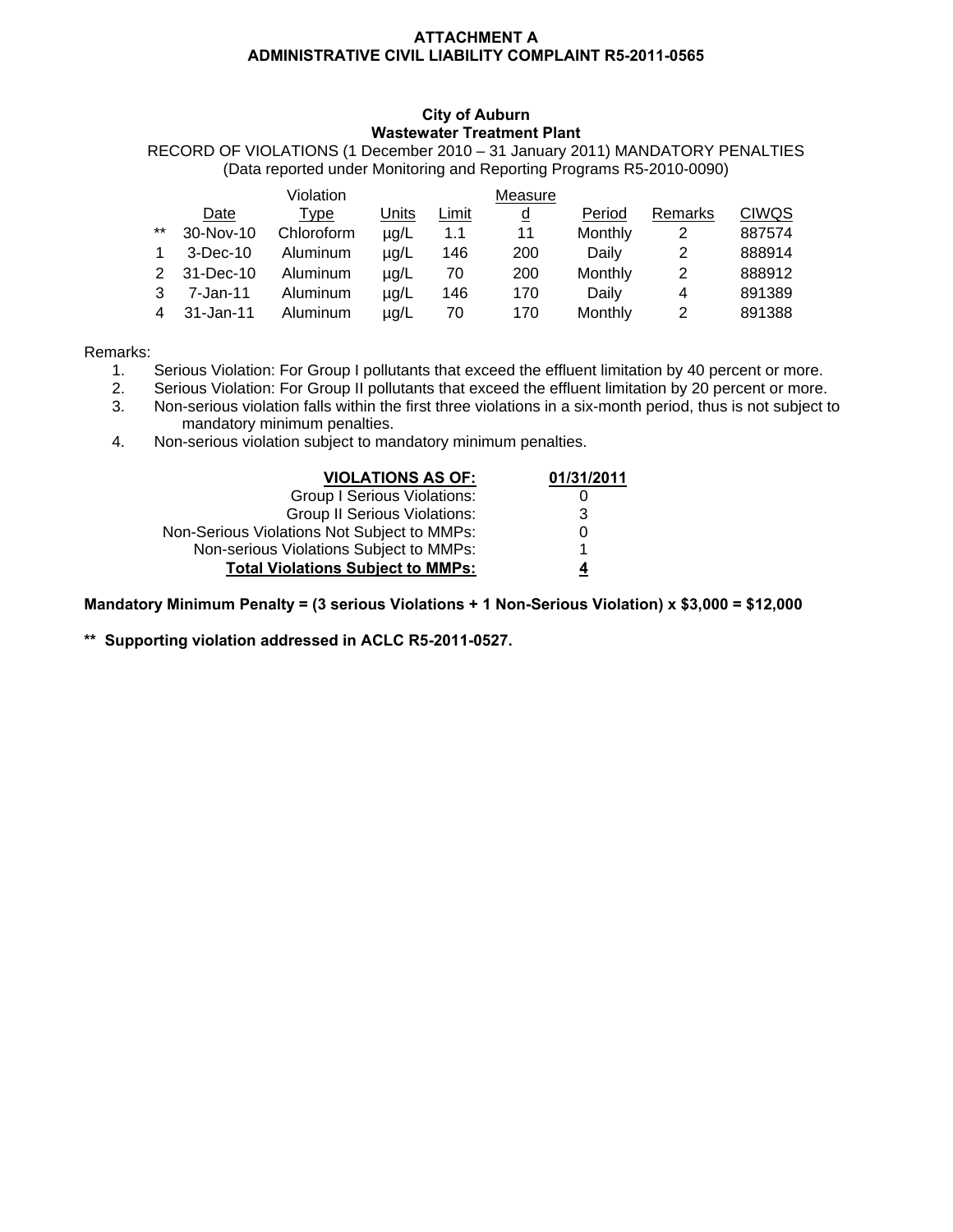**ATTACHMENT A**
**ADMINISTRATIVE CIVIL LIABILITY COMPLAINT R5-2011-0565**

**City of Auburn**
**Wastewater Treatment Plant**
RECORD OF VIOLATIONS (1 December 2010 – 31 January 2011) MANDATORY PENALTIES
(Data reported under Monitoring and Reporting Programs R5-2010-0090)

| | Date | Violation Type | Units | Limit | Measured | Period | Remarks | CIWQS |
|---|---|---|---|---|---|---|---|---|
| ** | 30-Nov-10 | Chloroform | µg/L | 1.1 | 11 | Monthly | 2 | 887574 |
| 1 | 3-Dec-10 | Aluminum | µg/L | 146 | 200 | Daily | 2 | 888914 |
| 2 | 31-Dec-10 | Aluminum | µg/L | 70 | 200 | Monthly | 2 | 888912 |
| 3 | 7-Jan-11 | Aluminum | µg/L | 146 | 170 | Daily | 4 | 891389 |
| 4 | 31-Jan-11 | Aluminum | µg/L | 70 | 170 | Monthly | 2 | 891388 |

Remarks:

1. Serious Violation: For Group I pollutants that exceed the effluent limitation by 40 percent or more.
2. Serious Violation: For Group II pollutants that exceed the effluent limitation by 20 percent or more.
3. Non-serious violation falls within the first three violations in a six-month period, thus is not subject to mandatory minimum penalties.
4. Non-serious violation subject to mandatory minimum penalties.

| **VIOLATIONS AS OF:** | **01/31/2011** |
|---|---|
| Group I Serious Violations: | 0 |
| Group II Serious Violations: | 3 |
| Non-Serious Violations Not Subject to MMPs: | 0 |
| Non-serious Violations Subject to MMPs: | 1 |
| **Total Violations Subject to MMPs:** | **4** |

**Mandatory Minimum Penalty = (3 serious Violations + 1 Non-Serious Violation) x $3,000 = $12,000**

**\*\* Supporting violation addressed in ACLC R5-2011-0527.**